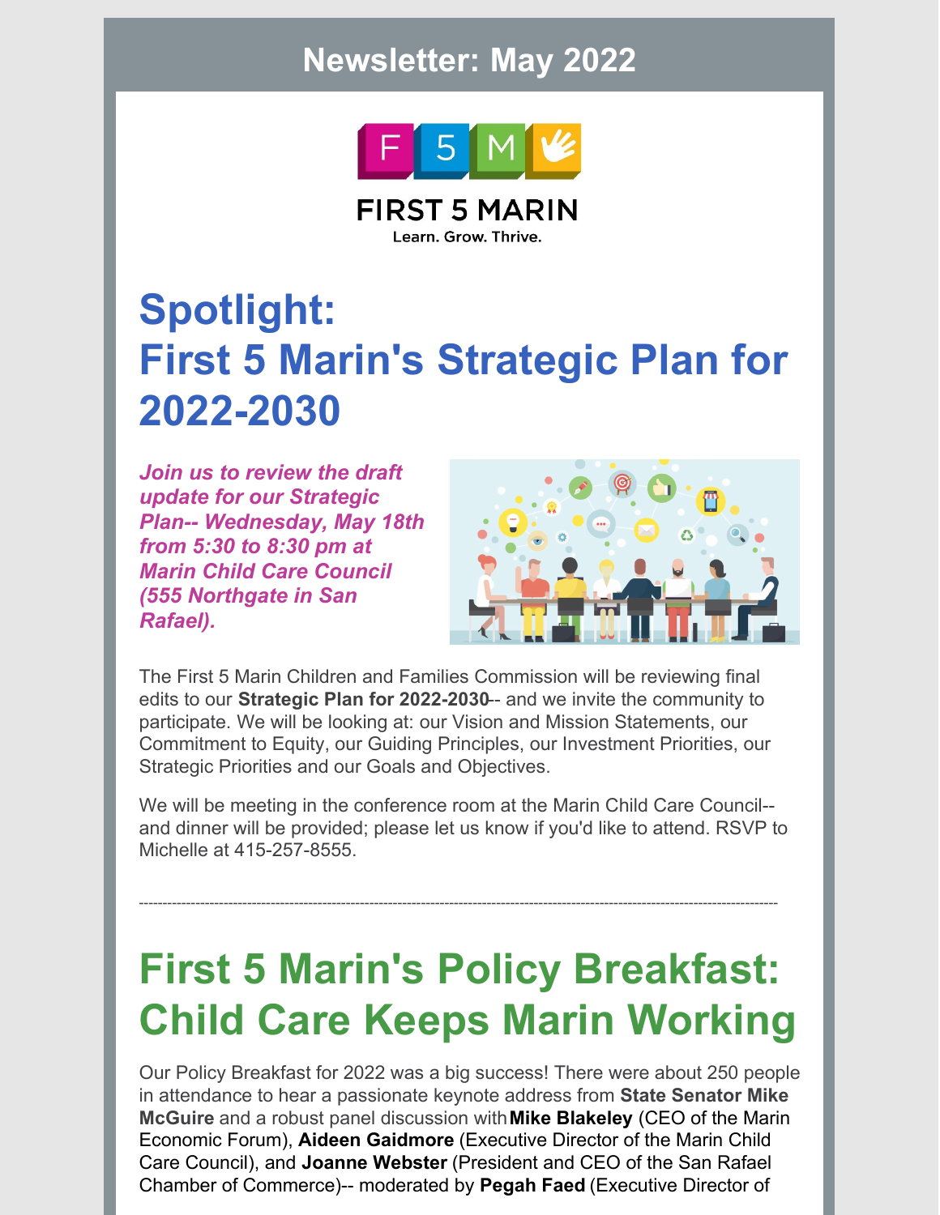# Newsletter: May 2022

FIRST 5 MARIN

Learn. Grow. Thrive.

# Spotlight:
# First 5 Marin's Strategic Plan for 2022-2030

***Join us to review the draft update for our Strategic Plan-- Wednesday, May 18th from 5:30 to 8:30 pm at Marin Child Care Council (555 Northgate in San Rafael).***

The First 5 Marin Children and Families Commission will be reviewing final edits to our **Strategic Plan for 2022-2030**-- and we invite the community to participate. We will be looking at: our Vision and Mission Statements, our Commitment to Equity, our Guiding Principles, our Investment Priorities, our Strategic Priorities and our Goals and Objectives.

We will be meeting in the conference room at the Marin Child Care Council-- and dinner will be provided; please let us know if you'd like to attend. RSVP to Michelle at 415-257-8555.

---

# First 5 Marin's Policy Breakfast: Child Care Keeps Marin Working

Our Policy Breakfast for 2022 was a big success! There were about 250 people in attendance to hear a passionate keynote address from **State Senator Mike McGuire** and a robust panel discussion with **Mike Blakeley** (CEO of the Marin Economic Forum), **Aideen Gaidmore** (Executive Director of the Marin Child Care Council), and **Joanne Webster** (President and CEO of the San Rafael Chamber of Commerce)-- moderated by **Pegah Faed** (Executive Director of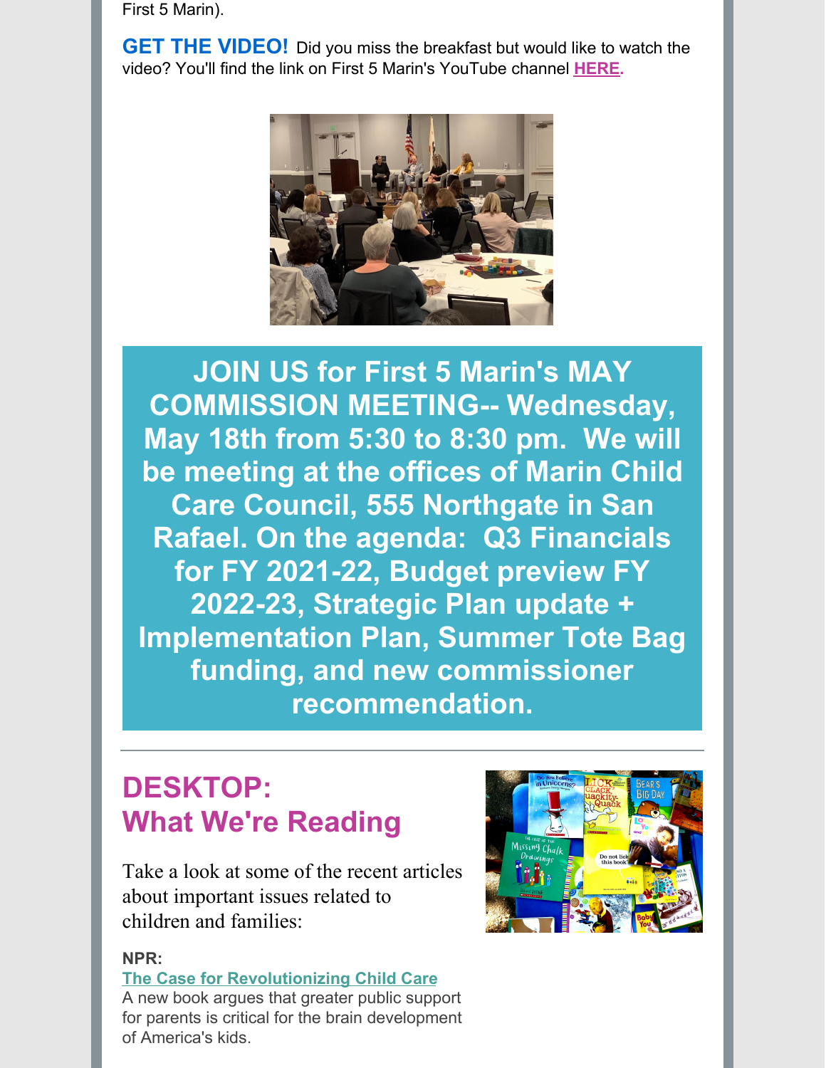First 5 Marin).

**GET THE VIDEO!** Did you miss the breakfast but would like to watch the video? You'll find the link on First 5 Marin's YouTube channel **HERE.**

**JOIN US for First 5 Marin's MAY COMMISSION MEETING-- Wednesday, May 18th from 5:30 to 8:30 pm. We will be meeting at the offices of Marin Child Care Council, 555 Northgate in San Rafael. On the agenda: Q3 Financials for FY 2021-22, Budget preview FY 2022-23, Strategic Plan update + Implementation Plan, Summer Tote Bag funding, and new commissioner recommendation.**

---

## DESKTOP: What We're Reading

Take a look at some of the recent articles about important issues related to children and families:

**NPR:**
**The Case for Revolutionizing Child Care**
A new book argues that greater public support for parents is critical for the brain development of America's kids.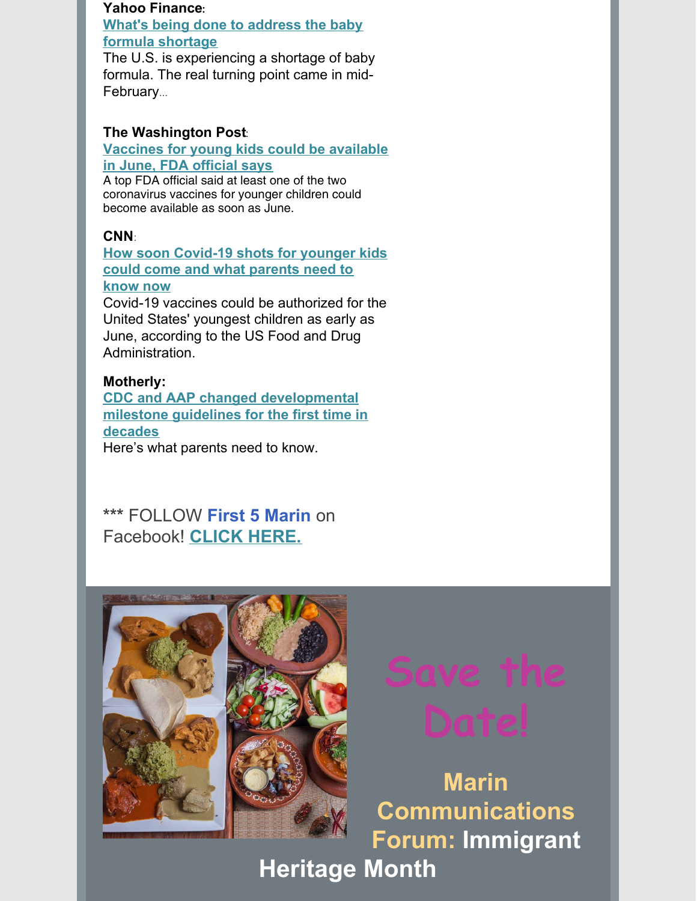**Yahoo Finance**:

[What's being done to address the baby formula shortage]

The U.S. is experiencing a shortage of baby formula. The real turning point came in mid-February...

**The Washington Post**:

[Vaccines for young kids could be available in June, FDA official says]

A top FDA official said at least one of the two coronavirus vaccines for younger children could become available as soon as June.

**CNN**:

[How soon Covid-19 shots for younger kids could come and what parents need to know now]

Covid-19 vaccines could be authorized for the United States' youngest children as early as June, according to the US Food and Drug Administration.

**Motherly:**

[CDC and AAP changed developmental milestone guidelines for the first time in decades]

Here's what parents need to know.

*** FOLLOW **First 5 Marin** on Facebook! **CLICK HERE.**

# Save the Date!

## Marin Communications Forum: Immigrant Heritage Month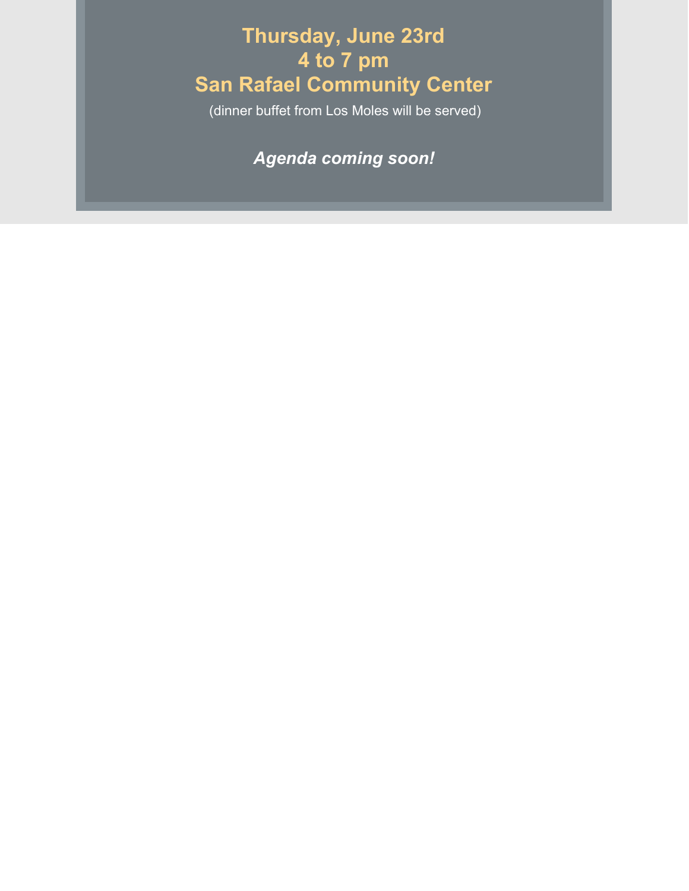**Thursday, June 23rd**
**4 to 7 pm**
**San Rafael Community Center**

(dinner buffet from Los Moles will be served)

***Agenda coming soon!***